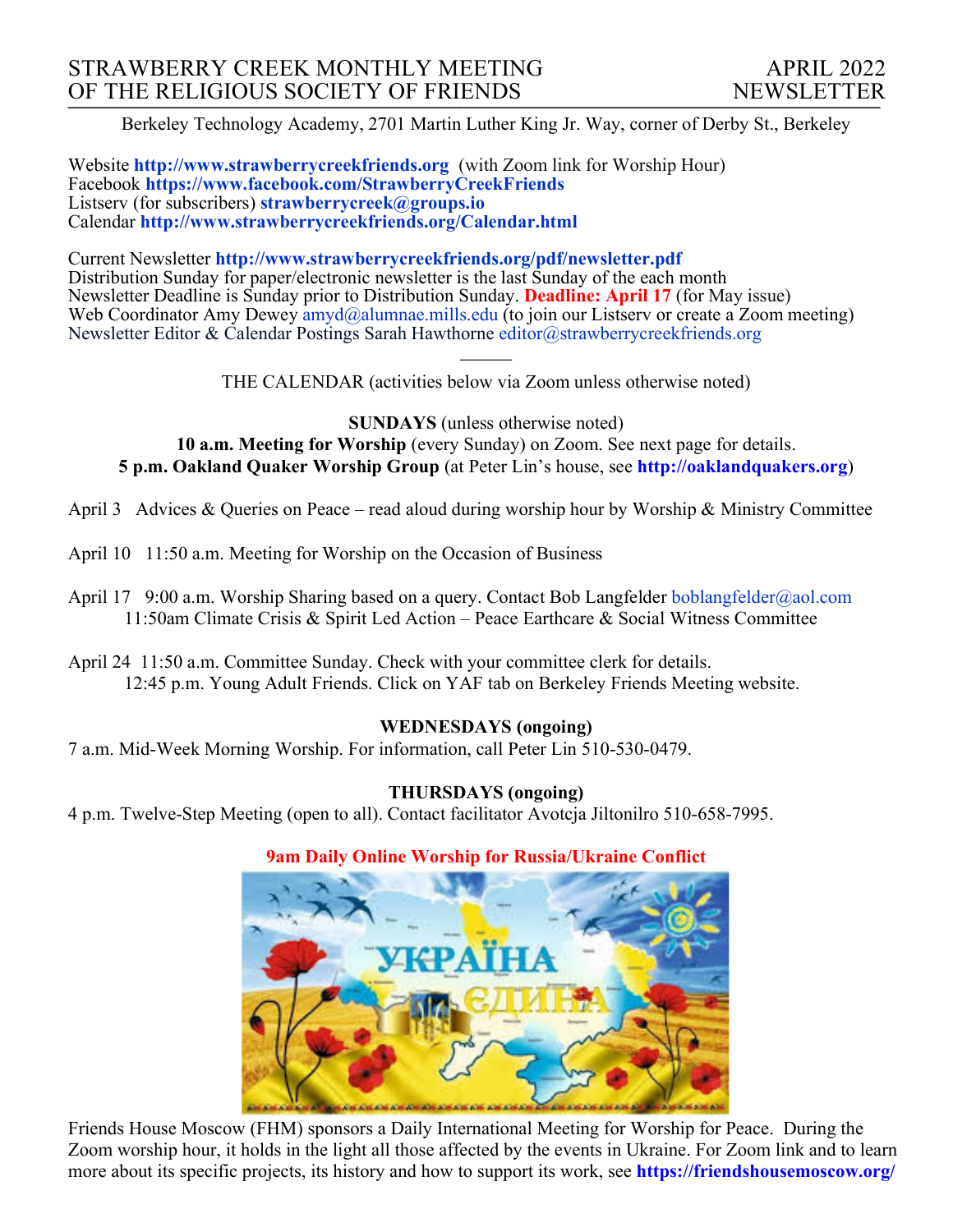# STRAWBERRY CREEK MONTHLY MEETING OF THE RELIGIOUS SOCIETY OF FRIENDS

## APRIL 2022 NEWSLETTER

Berkeley Technology Academy, 2701 Martin Luther King Jr. Way, corner of Derby St., Berkeley

Website **http://www.strawberrycreekfriends.org** (with Zoom link for Worship Hour)
Facebook **https://www.facebook.com/StrawberryCreekFriends**
Listserv (for subscribers) **strawberrycreek@groups.io**
Calendar **http://www.strawberrycreekfriends.org/Calendar.html**

Current Newsletter **http://www.strawberrycreekfriends.org/pdf/newsletter.pdf**
Distribution Sunday for paper/electronic newsletter is the last Sunday of the each month
Newsletter Deadline is Sunday prior to Distribution Sunday. **Deadline: April 17** (for May issue)
Web Coordinator Amy Dewey amyd@alumnae.mills.edu (to join our Listserv or create a Zoom meeting)
Newsletter Editor & Calendar Postings Sarah Hawthorne editor@strawberrycreekfriends.org

———

THE CALENDAR (activities below via Zoom unless otherwise noted)

**SUNDAYS** (unless otherwise noted)
**10 a.m. Meeting for Worship** (every Sunday) on Zoom. See next page for details.
**5 p.m. Oakland Quaker Worship Group** (at Peter Lin's house, see **http://oaklandquakers.org**)

April 3 Advices & Queries on Peace – read aloud during worship hour by Worship & Ministry Committee

April 10 11:50 a.m. Meeting for Worship on the Occasion of Business

April 17 9:00 a.m. Worship Sharing based on a query. Contact Bob Langfelder boblangfelder@aol.com
11:50am Climate Crisis & Spirit Led Action – Peace Earthcare & Social Witness Committee

April 24 11:50 a.m. Committee Sunday. Check with your committee clerk for details.
12:45 p.m. Young Adult Friends. Click on YAF tab on Berkeley Friends Meeting website.

**WEDNESDAYS (ongoing)**
7 a.m. Mid-Week Morning Worship. For information, call Peter Lin 510-530-0479.

**THURSDAYS (ongoing)**
4 p.m. Twelve-Step Meeting (open to all). Contact facilitator Avotcja Jiltonilro 510-658-7995.

**9am Daily Online Worship for Russia/Ukraine Conflict**

Friends House Moscow (FHM) sponsors a Daily International Meeting for Worship for Peace. During the Zoom worship hour, it holds in the light all those affected by the events in Ukraine. For Zoom link and to learn more about its specific projects, its history and how to support its work, see **https://friendshousemoscow.org/**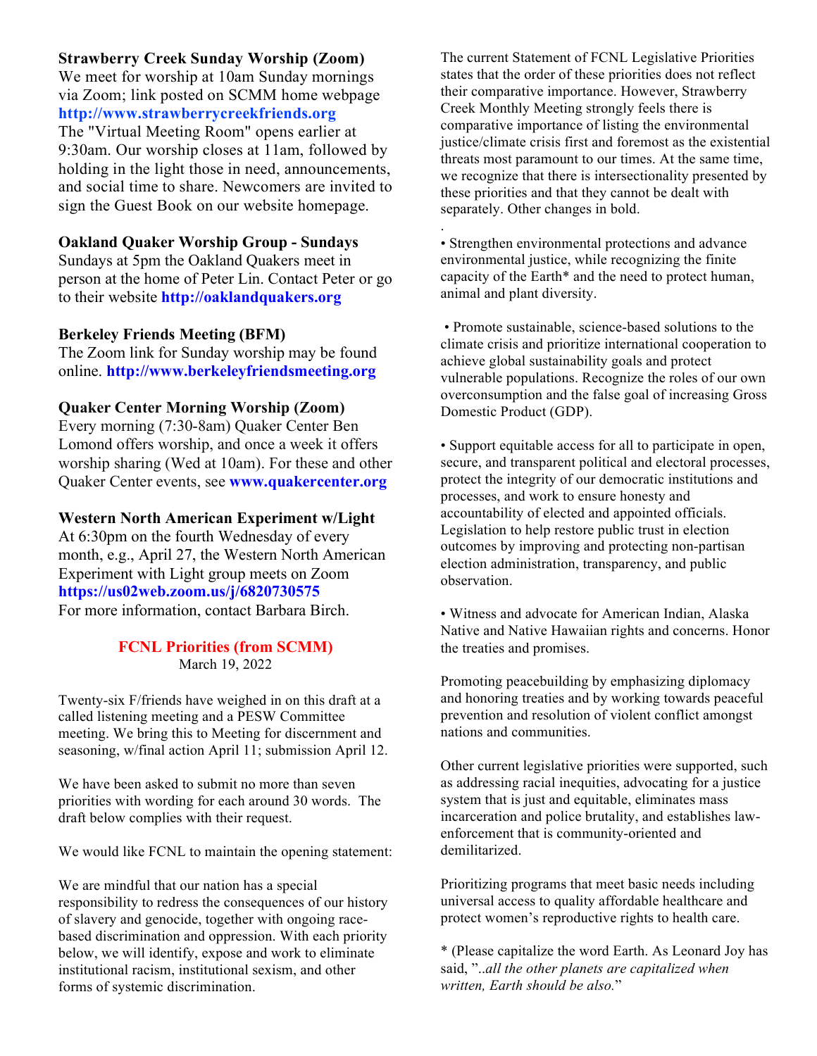**Strawberry Creek Sunday Worship (Zoom)**
We meet for worship at 10am Sunday mornings via Zoom; link posted on SCMM home webpage **http://www.strawberrycreekfriends.org** The "Virtual Meeting Room" opens earlier at 9:30am. Our worship closes at 11am, followed by holding in the light those in need, announcements, and social time to share. Newcomers are invited to sign the Guest Book on our website homepage.

**Oakland Quaker Worship Group - Sundays**
Sundays at 5pm the Oakland Quakers meet in person at the home of Peter Lin. Contact Peter or go to their website **http://oaklandquakers.org**

**Berkeley Friends Meeting (BFM)**
The Zoom link for Sunday worship may be found online. **http://www.berkeleyfriendsmeeting.org**

**Quaker Center Morning Worship (Zoom)**
Every morning (7:30-8am) Quaker Center Ben Lomond offers worship, and once a week it offers worship sharing (Wed at 10am). For these and other Quaker Center events, see **www.quakercenter.org**

**Western North American Experiment w/Light**
At 6:30pm on the fourth Wednesday of every month, e.g., April 27, the Western North American Experiment with Light group meets on Zoom **https://us02web.zoom.us/j/6820730575**
For more information, contact Barbara Birch.

## FCNL Priorities (from SCMM)

March 19, 2022

Twenty-six F/friends have weighed in on this draft at a called listening meeting and a PESW Committee meeting. We bring this to Meeting for discernment and seasoning, w/final action April 11; submission April 12.

We have been asked to submit no more than seven priorities with wording for each around 30 words. The draft below complies with their request.

We would like FCNL to maintain the opening statement:

We are mindful that our nation has a special responsibility to redress the consequences of our history of slavery and genocide, together with ongoing race-based discrimination and oppression. With each priority below, we will identify, expose and work to eliminate institutional racism, institutional sexism, and other forms of systemic discrimination.

The current Statement of FCNL Legislative Priorities states that the order of these priorities does not reflect their comparative importance. However, Strawberry Creek Monthly Meeting strongly feels there is comparative importance of listing the environmental justice/climate crisis first and foremost as the existential threats most paramount to our times. At the same time, we recognize that there is intersectionality presented by these priorities and that they cannot be dealt with separately. Other changes in bold.

.

• Strengthen environmental protections and advance environmental justice, while recognizing the finite capacity of the Earth* and the need to protect human, animal and plant diversity.

• Promote sustainable, science-based solutions to the climate crisis and prioritize international cooperation to achieve global sustainability goals and protect vulnerable populations. Recognize the roles of our own overconsumption and the false goal of increasing Gross Domestic Product (GDP).

• Support equitable access for all to participate in open, secure, and transparent political and electoral processes, protect the integrity of our democratic institutions and processes, and work to ensure honesty and accountability of elected and appointed officials. Legislation to help restore public trust in election outcomes by improving and protecting non-partisan election administration, transparency, and public observation.

• Witness and advocate for American Indian, Alaska Native and Native Hawaiian rights and concerns. Honor the treaties and promises.

Promoting peacebuilding by emphasizing diplomacy and honoring treaties and by working towards peaceful prevention and resolution of violent conflict amongst nations and communities.

Other current legislative priorities were supported, such as addressing racial inequities, advocating for a justice system that is just and equitable, eliminates mass incarceration and police brutality, and establishes law-enforcement that is community-oriented and demilitarized.

Prioritizing programs that meet basic needs including universal access to quality affordable healthcare and protect women's reproductive rights to health care.

* (Please capitalize the word Earth. As Leonard Joy has said, "..*all the other planets are capitalized when written, Earth should be also.*"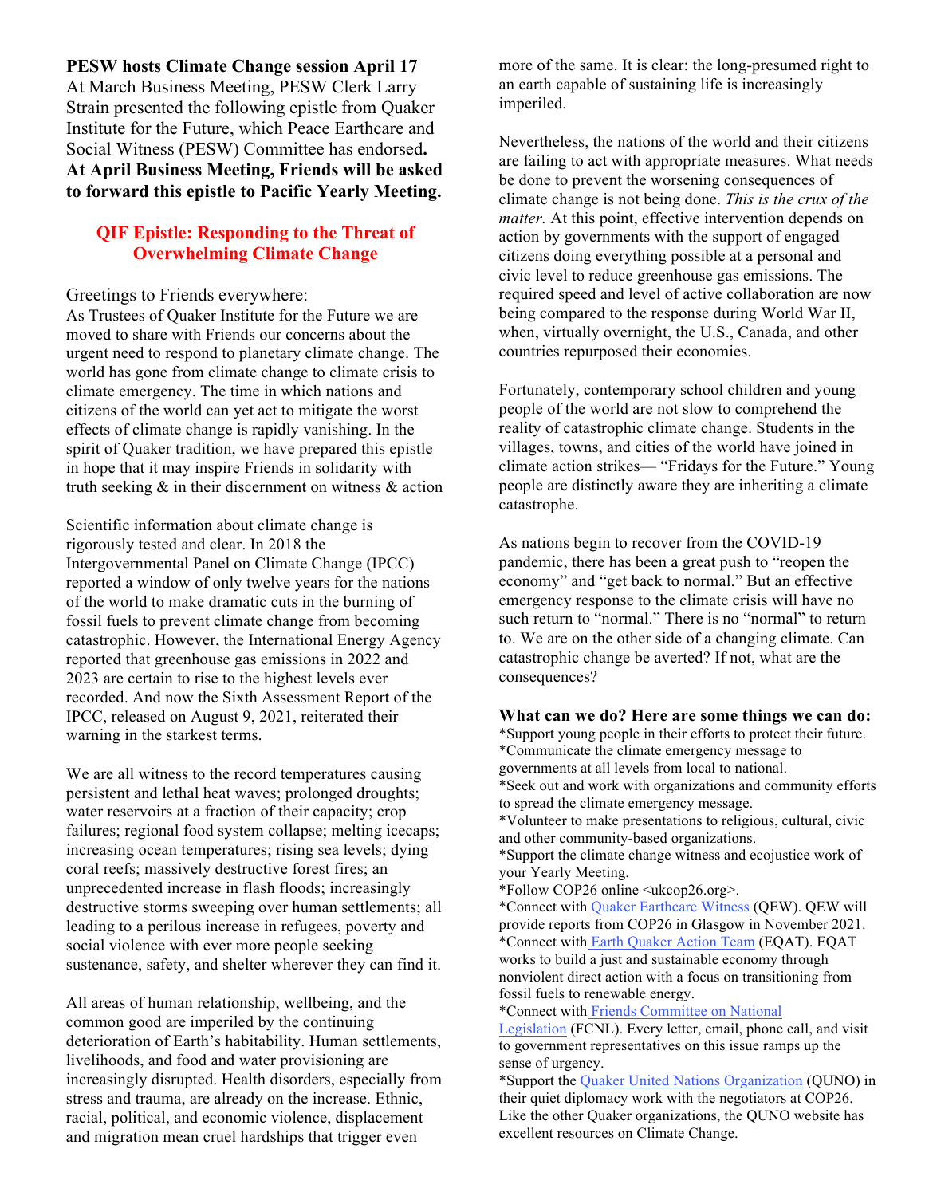**PESW hosts Climate Change session April 17**

At March Business Meeting, PESW Clerk Larry Strain presented the following epistle from Quaker Institute for the Future, which Peace Earthcare and Social Witness (PESW) Committee has endorsed**. At April Business Meeting, Friends will be asked to forward this epistle to Pacific Yearly Meeting.**

## QIF Epistle: Responding to the Threat of Overwhelming Climate Change

Greetings to Friends everywhere:

As Trustees of Quaker Institute for the Future we are moved to share with Friends our concerns about the urgent need to respond to planetary climate change. The world has gone from climate change to climate crisis to climate emergency. The time in which nations and citizens of the world can yet act to mitigate the worst effects of climate change is rapidly vanishing. In the spirit of Quaker tradition, we have prepared this epistle in hope that it may inspire Friends in solidarity with truth seeking & in their discernment on witness & action

Scientific information about climate change is rigorously tested and clear. In 2018 the Intergovernmental Panel on Climate Change (IPCC) reported a window of only twelve years for the nations of the world to make dramatic cuts in the burning of fossil fuels to prevent climate change from becoming catastrophic. However, the International Energy Agency reported that greenhouse gas emissions in 2022 and 2023 are certain to rise to the highest levels ever recorded. And now the Sixth Assessment Report of the IPCC, released on August 9, 2021, reiterated their warning in the starkest terms.

We are all witness to the record temperatures causing persistent and lethal heat waves; prolonged droughts; water reservoirs at a fraction of their capacity; crop failures; regional food system collapse; melting icecaps; increasing ocean temperatures; rising sea levels; dying coral reefs; massively destructive forest fires; an unprecedented increase in flash floods; increasingly destructive storms sweeping over human settlements; all leading to a perilous increase in refugees, poverty and social violence with ever more people seeking sustenance, safety, and shelter wherever they can find it.

All areas of human relationship, wellbeing, and the common good are imperiled by the continuing deterioration of Earth's habitability. Human settlements, livelihoods, and food and water provisioning are increasingly disrupted. Health disorders, especially from stress and trauma, are already on the increase. Ethnic, racial, political, and economic violence, displacement and migration mean cruel hardships that trigger even more of the same. It is clear: the long-presumed right to an earth capable of sustaining life is increasingly imperiled.

Nevertheless, the nations of the world and their citizens are failing to act with appropriate measures. What needs be done to prevent the worsening consequences of climate change is not being done. *This is the crux of the matter.* At this point, effective intervention depends on action by governments with the support of engaged citizens doing everything possible at a personal and civic level to reduce greenhouse gas emissions. The required speed and level of active collaboration are now being compared to the response during World War II, when, virtually overnight, the U.S., Canada, and other countries repurposed their economies.

Fortunately, contemporary school children and young people of the world are not slow to comprehend the reality of catastrophic climate change. Students in the villages, towns, and cities of the world have joined in climate action strikes— "Fridays for the Future." Young people are distinctly aware they are inheriting a climate catastrophe.

As nations begin to recover from the COVID-19 pandemic, there has been a great push to "reopen the economy" and "get back to normal." But an effective emergency response to the climate crisis will have no such return to "normal." There is no "normal" to return to. We are on the other side of a changing climate. Can catastrophic change be averted? If not, what are the consequences?

**What can we do? Here are some things we can do:**

*Support young people in their efforts to protect their future.
*Communicate the climate emergency message to governments at all levels from local to national.
*Seek out and work with organizations and community efforts to spread the climate emergency message.
*Volunteer to make presentations to religious, cultural, civic and other community-based organizations.
*Support the climate change witness and ecojustice work of your Yearly Meeting.
*Follow COP26 online <ukcop26.org>.
*Connect with Quaker Earthcare Witness (QEW). QEW will provide reports from COP26 in Glasgow in November 2021.
*Connect with Earth Quaker Action Team (EQAT). EQAT works to build a just and sustainable economy through nonviolent direct action with a focus on transitioning from fossil fuels to renewable energy.
*Connect with Friends Committee on National Legislation (FCNL). Every letter, email, phone call, and visit to government representatives on this issue ramps up the sense of urgency.
*Support the Quaker United Nations Organization (QUNO) in their quiet diplomacy work with the negotiators at COP26. Like the other Quaker organizations, the QUNO website has excellent resources on Climate Change.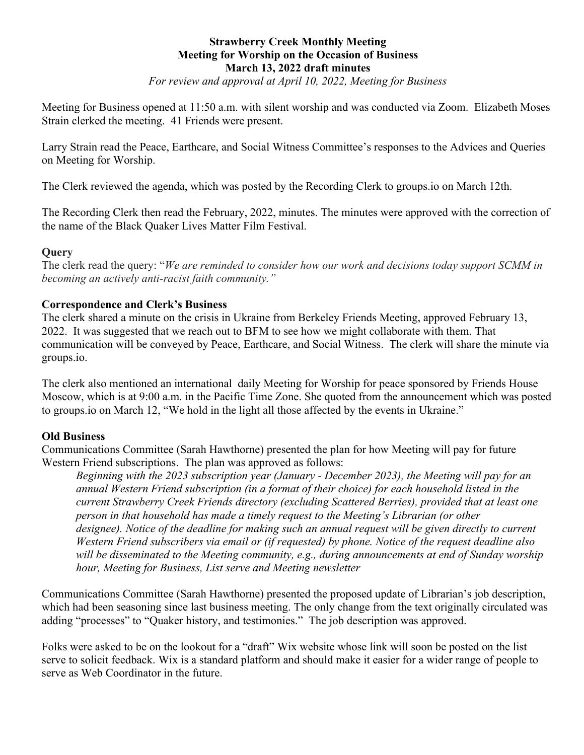**Strawberry Creek Monthly Meeting**
**Meeting for Worship on the Occasion of Business**
**March 13, 2022 draft minutes**

*For review and approval at April 10, 2022, Meeting for Business*

Meeting for Business opened at 11:50 a.m. with silent worship and was conducted via Zoom. Elizabeth Moses Strain clerked the meeting. 41 Friends were present.

Larry Strain read the Peace, Earthcare, and Social Witness Committee's responses to the Advices and Queries on Meeting for Worship.

The Clerk reviewed the agenda, which was posted by the Recording Clerk to groups.io on March 12th.

The Recording Clerk then read the February, 2022, minutes. The minutes were approved with the correction of the name of the Black Quaker Lives Matter Film Festival.

**Query**

The clerk read the query: "*We are reminded to consider how our work and decisions today support SCMM in becoming an actively anti-racist faith community."*

**Correspondence and Clerk's Business**

The clerk shared a minute on the crisis in Ukraine from Berkeley Friends Meeting, approved February 13, 2022. It was suggested that we reach out to BFM to see how we might collaborate with them. That communication will be conveyed by Peace, Earthcare, and Social Witness. The clerk will share the minute via groups.io.

The clerk also mentioned an international daily Meeting for Worship for peace sponsored by Friends House Moscow, which is at 9:00 a.m. in the Pacific Time Zone. She quoted from the announcement which was posted to groups.io on March 12, "We hold in the light all those affected by the events in Ukraine."

**Old Business**

Communications Committee (Sarah Hawthorne) presented the plan for how Meeting will pay for future Western Friend subscriptions. The plan was approved as follows:

> *Beginning with the 2023 subscription year (January - December 2023), the Meeting will pay for an annual Western Friend subscription (in a format of their choice) for each household listed in the current Strawberry Creek Friends directory (excluding Scattered Berries), provided that at least one person in that household has made a timely request to the Meeting's Librarian (or other designee). Notice of the deadline for making such an annual request will be given directly to current Western Friend subscribers via email or (if requested) by phone. Notice of the request deadline also will be disseminated to the Meeting community, e.g., during announcements at end of Sunday worship hour, Meeting for Business, List serve and Meeting newsletter*

Communications Committee (Sarah Hawthorne) presented the proposed update of Librarian's job description, which had been seasoning since last business meeting. The only change from the text originally circulated was adding "processes" to "Quaker history, and testimonies." The job description was approved.

Folks were asked to be on the lookout for a "draft" Wix website whose link will soon be posted on the list serve to solicit feedback. Wix is a standard platform and should make it easier for a wider range of people to serve as Web Coordinator in the future.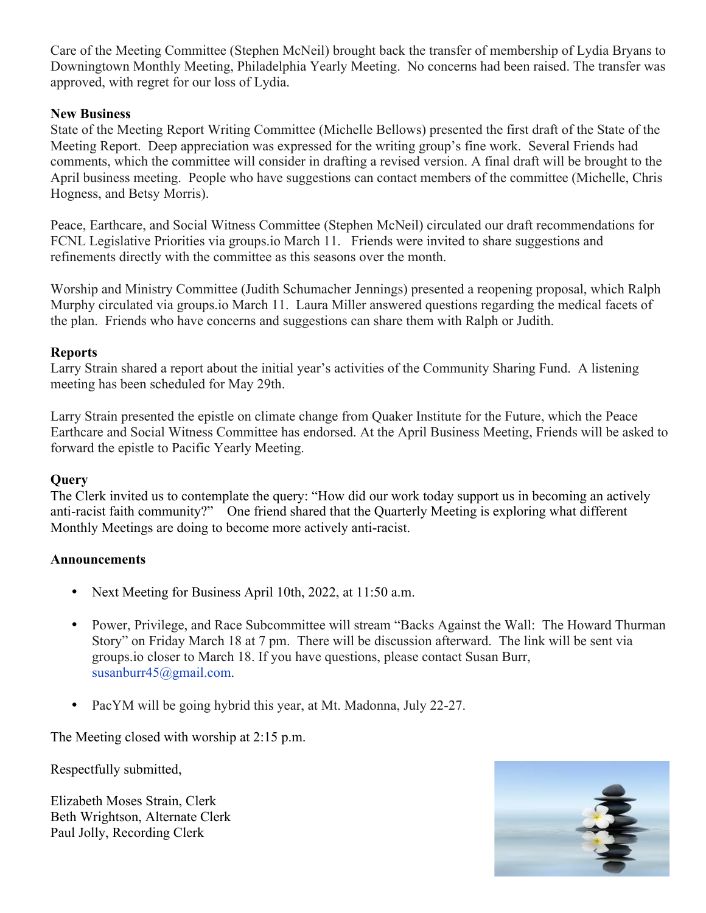Care of the Meeting Committee (Stephen McNeil) brought back the transfer of membership of Lydia Bryans to Downingtown Monthly Meeting, Philadelphia Yearly Meeting. No concerns had been raised. The transfer was approved, with regret for our loss of Lydia.

**New Business**

State of the Meeting Report Writing Committee (Michelle Bellows) presented the first draft of the State of the Meeting Report. Deep appreciation was expressed for the writing group's fine work. Several Friends had comments, which the committee will consider in drafting a revised version. A final draft will be brought to the April business meeting. People who have suggestions can contact members of the committee (Michelle, Chris Hogness, and Betsy Morris).

Peace, Earthcare, and Social Witness Committee (Stephen McNeil) circulated our draft recommendations for FCNL Legislative Priorities via groups.io March 11. Friends were invited to share suggestions and refinements directly with the committee as this seasons over the month.

Worship and Ministry Committee (Judith Schumacher Jennings) presented a reopening proposal, which Ralph Murphy circulated via groups.io March 11. Laura Miller answered questions regarding the medical facets of the plan. Friends who have concerns and suggestions can share them with Ralph or Judith.

**Reports**

Larry Strain shared a report about the initial year's activities of the Community Sharing Fund. A listening meeting has been scheduled for May 29th.

Larry Strain presented the epistle on climate change from Quaker Institute for the Future, which the Peace Earthcare and Social Witness Committee has endorsed. At the April Business Meeting, Friends will be asked to forward the epistle to Pacific Yearly Meeting.

**Query**

The Clerk invited us to contemplate the query: "How did our work today support us in becoming an actively anti-racist faith community?" One friend shared that the Quarterly Meeting is exploring what different Monthly Meetings are doing to become more actively anti-racist.

**Announcements**

- Next Meeting for Business April 10th, 2022, at 11:50 a.m.

- Power, Privilege, and Race Subcommittee will stream "Backs Against the Wall: The Howard Thurman Story" on Friday March 18 at 7 pm. There will be discussion afterward. The link will be sent via groups.io closer to March 18. If you have questions, please contact Susan Burr, susanburr45@gmail.com.

- PacYM will be going hybrid this year, at Mt. Madonna, July 22-27.

The Meeting closed with worship at 2:15 p.m.

Respectfully submitted,

Elizabeth Moses Strain, Clerk
Beth Wrightson, Alternate Clerk
Paul Jolly, Recording Clerk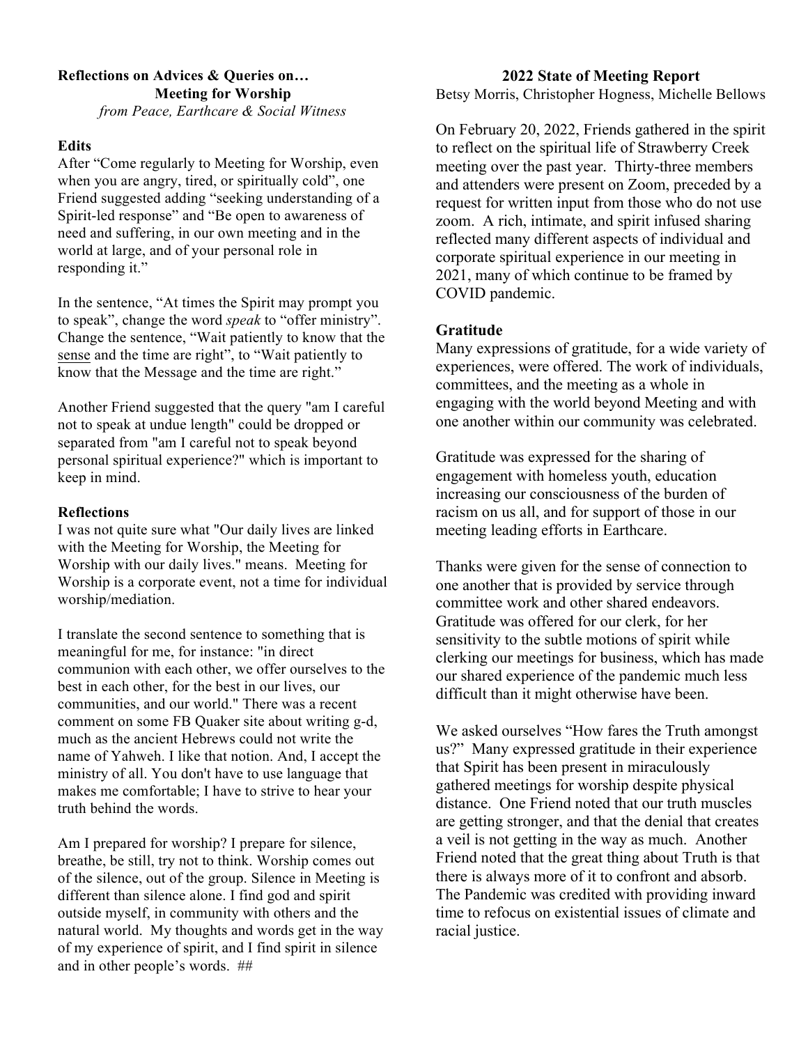**Reflections on Advices & Queries on…**
**Meeting for Worship**
*from Peace, Earthcare & Social Witness*

**Edits**

After "Come regularly to Meeting for Worship, even when you are angry, tired, or spiritually cold", one Friend suggested adding "seeking understanding of a Spirit-led response" and "Be open to awareness of need and suffering, in our own meeting and in the world at large, and of your personal role in responding it."

In the sentence, "At times the Spirit may prompt you to speak", change the word *speak* to "offer ministry". Change the sentence, "Wait patiently to know that the <u>sense</u> and the time are right", to "Wait patiently to know that the Message and the time are right."

Another Friend suggested that the query "am I careful not to speak at undue length" could be dropped or separated from "am I careful not to speak beyond personal spiritual experience?" which is important to keep in mind.

**Reflections**

I was not quite sure what "Our daily lives are linked with the Meeting for Worship, the Meeting for Worship with our daily lives." means. Meeting for Worship is a corporate event, not a time for individual worship/mediation.

I translate the second sentence to something that is meaningful for me, for instance: "in direct communion with each other, we offer ourselves to the best in each other, for the best in our lives, our communities, and our world." There was a recent comment on some FB Quaker site about writing g-d, much as the ancient Hebrews could not write the name of Yahweh. I like that notion. And, I accept the ministry of all. You don't have to use language that makes me comfortable; I have to strive to hear your truth behind the words.

Am I prepared for worship? I prepare for silence, breathe, be still, try not to think. Worship comes out of the silence, out of the group. Silence in Meeting is different than silence alone. I find god and spirit outside myself, in community with others and the natural world. My thoughts and words get in the way of my experience of spirit, and I find spirit in silence and in other people's words. ##

## 2022 State of Meeting Report

Betsy Morris, Christopher Hogness, Michelle Bellows

On February 20, 2022, Friends gathered in the spirit to reflect on the spiritual life of Strawberry Creek meeting over the past year. Thirty-three members and attenders were present on Zoom, preceded by a request for written input from those who do not use zoom. A rich, intimate, and spirit infused sharing reflected many different aspects of individual and corporate spiritual experience in our meeting in 2021, many of which continue to be framed by COVID pandemic.

**Gratitude**

Many expressions of gratitude, for a wide variety of experiences, were offered. The work of individuals, committees, and the meeting as a whole in engaging with the world beyond Meeting and with one another within our community was celebrated.

Gratitude was expressed for the sharing of engagement with homeless youth, education increasing our consciousness of the burden of racism on us all, and for support of those in our meeting leading efforts in Earthcare.

Thanks were given for the sense of connection to one another that is provided by service through committee work and other shared endeavors. Gratitude was offered for our clerk, for her sensitivity to the subtle motions of spirit while clerking our meetings for business, which has made our shared experience of the pandemic much less difficult than it might otherwise have been.

We asked ourselves "How fares the Truth amongst us?" Many expressed gratitude in their experience that Spirit has been present in miraculously gathered meetings for worship despite physical distance. One Friend noted that our truth muscles are getting stronger, and that the denial that creates a veil is not getting in the way as much. Another Friend noted that the great thing about Truth is that there is always more of it to confront and absorb. The Pandemic was credited with providing inward time to refocus on existential issues of climate and racial justice.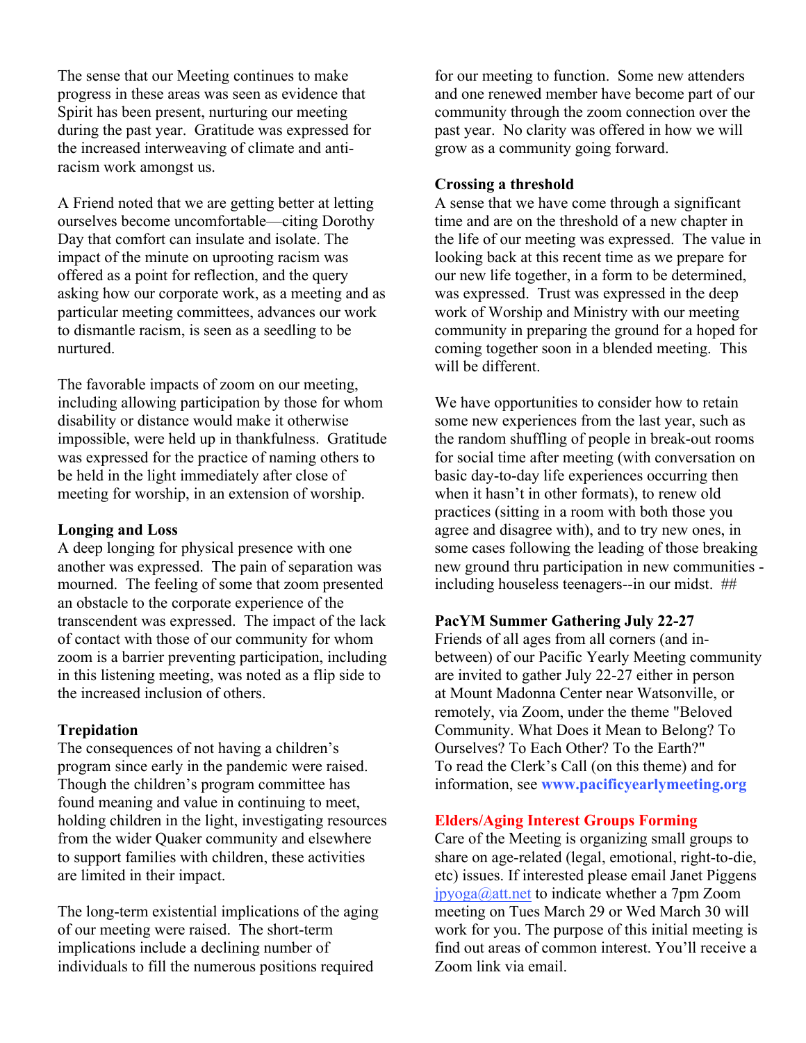The sense that our Meeting continues to make progress in these areas was seen as evidence that Spirit has been present, nurturing our meeting during the past year. Gratitude was expressed for the increased interweaving of climate and anti-racism work amongst us.

A Friend noted that we are getting better at letting ourselves become uncomfortable—citing Dorothy Day that comfort can insulate and isolate. The impact of the minute on uprooting racism was offered as a point for reflection, and the query asking how our corporate work, as a meeting and as particular meeting committees, advances our work to dismantle racism, is seen as a seedling to be nurtured.

The favorable impacts of zoom on our meeting, including allowing participation by those for whom disability or distance would make it otherwise impossible, were held up in thankfulness. Gratitude was expressed for the practice of naming others to be held in the light immediately after close of meeting for worship, in an extension of worship.

**Longing and Loss**

A deep longing for physical presence with one another was expressed. The pain of separation was mourned. The feeling of some that zoom presented an obstacle to the corporate experience of the transcendent was expressed. The impact of the lack of contact with those of our community for whom zoom is a barrier preventing participation, including in this listening meeting, was noted as a flip side to the increased inclusion of others.

**Trepidation**

The consequences of not having a children's program since early in the pandemic were raised. Though the children's program committee has found meaning and value in continuing to meet, holding children in the light, investigating resources from the wider Quaker community and elsewhere to support families with children, these activities are limited in their impact.

The long-term existential implications of the aging of our meeting were raised. The short-term implications include a declining number of individuals to fill the numerous positions required for our meeting to function. Some new attenders and one renewed member have become part of our community through the zoom connection over the past year. No clarity was offered in how we will grow as a community going forward.

**Crossing a threshold**

A sense that we have come through a significant time and are on the threshold of a new chapter in the life of our meeting was expressed. The value in looking back at this recent time as we prepare for our new life together, in a form to be determined, was expressed. Trust was expressed in the deep work of Worship and Ministry with our meeting community in preparing the ground for a hoped for coming together soon in a blended meeting. This will be different.

We have opportunities to consider how to retain some new experiences from the last year, such as the random shuffling of people in break-out rooms for social time after meeting (with conversation on basic day-to-day life experiences occurring then when it hasn't in other formats), to renew old practices (sitting in a room with both those you agree and disagree with), and to try new ones, in some cases following the leading of those breaking new ground thru participation in new communities - including houseless teenagers--in our midst. ##

**PacYM Summer Gathering July 22-27**

Friends of all ages from all corners (and in-between) of our Pacific Yearly Meeting community are invited to gather July 22-27 either in person at Mount Madonna Center near Watsonville, or remotely, via Zoom, under the theme "Beloved Community. What Does it Mean to Belong? To Ourselves? To Each Other? To the Earth?" To read the Clerk's Call (on this theme) and for information, see **www.pacificyearlymeeting.org**

**Elders/Aging Interest Groups Forming**

Care of the Meeting is organizing small groups to share on age-related (legal, emotional, right-to-die, etc) issues. If interested please email Janet Piggens jpyoga@att.net to indicate whether a 7pm Zoom meeting on Tues March 29 or Wed March 30 will work for you. The purpose of this initial meeting is find out areas of common interest. You'll receive a Zoom link via email.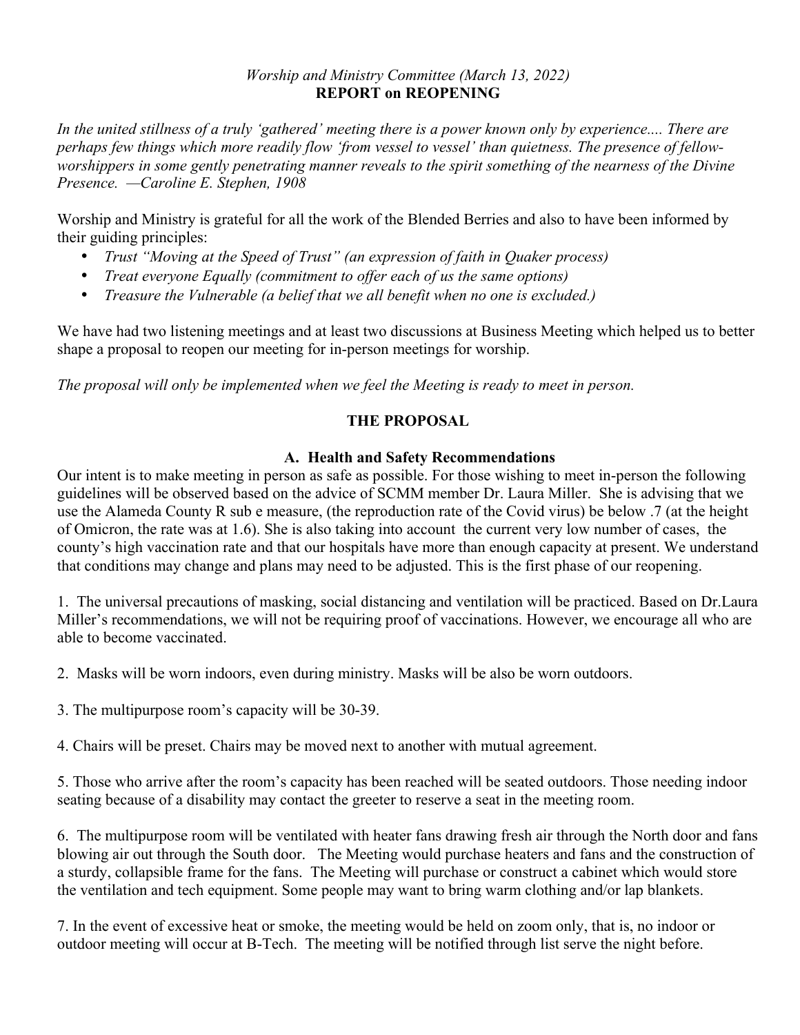*Worship and Ministry Committee (March 13, 2022)*

**REPORT on REOPENING**

*In the united stillness of a truly 'gathered' meeting there is a power known only by experience.... There are perhaps few things which more readily flow 'from vessel to vessel' than quietness. The presence of fellow-worshippers in some gently penetrating manner reveals to the spirit something of the nearness of the Divine Presence. —Caroline E. Stephen, 1908*

Worship and Ministry is grateful for all the work of the Blended Berries and also to have been informed by their guiding principles:

- *Trust "Moving at the Speed of Trust" (an expression of faith in Quaker process)*
- *Treat everyone Equally (commitment to offer each of us the same options)*
- *Treasure the Vulnerable (a belief that we all benefit when no one is excluded.)*

We have had two listening meetings and at least two discussions at Business Meeting which helped us to better shape a proposal to reopen our meeting for in-person meetings for worship.

*The proposal will only be implemented when we feel the Meeting is ready to meet in person.*

## THE PROPOSAL

### A. Health and Safety Recommendations

Our intent is to make meeting in person as safe as possible. For those wishing to meet in-person the following guidelines will be observed based on the advice of SCMM member Dr. Laura Miller. She is advising that we use the Alameda County R sub e measure, (the reproduction rate of the Covid virus) be below .7 (at the height of Omicron, the rate was at 1.6). She is also taking into account the current very low number of cases, the county's high vaccination rate and that our hospitals have more than enough capacity at present. We understand that conditions may change and plans may need to be adjusted. This is the first phase of our reopening.

1. The universal precautions of masking, social distancing and ventilation will be practiced. Based on Dr.Laura Miller's recommendations, we will not be requiring proof of vaccinations. However, we encourage all who are able to become vaccinated.

2. Masks will be worn indoors, even during ministry. Masks will be also be worn outdoors.

3. The multipurpose room's capacity will be 30-39.

4. Chairs will be preset. Chairs may be moved next to another with mutual agreement.

5. Those who arrive after the room's capacity has been reached will be seated outdoors. Those needing indoor seating because of a disability may contact the greeter to reserve a seat in the meeting room.

6. The multipurpose room will be ventilated with heater fans drawing fresh air through the North door and fans blowing air out through the South door. The Meeting would purchase heaters and fans and the construction of a sturdy, collapsible frame for the fans. The Meeting will purchase or construct a cabinet which would store the ventilation and tech equipment. Some people may want to bring warm clothing and/or lap blankets.

7. In the event of excessive heat or smoke, the meeting would be held on zoom only, that is, no indoor or outdoor meeting will occur at B-Tech. The meeting will be notified through list serve the night before.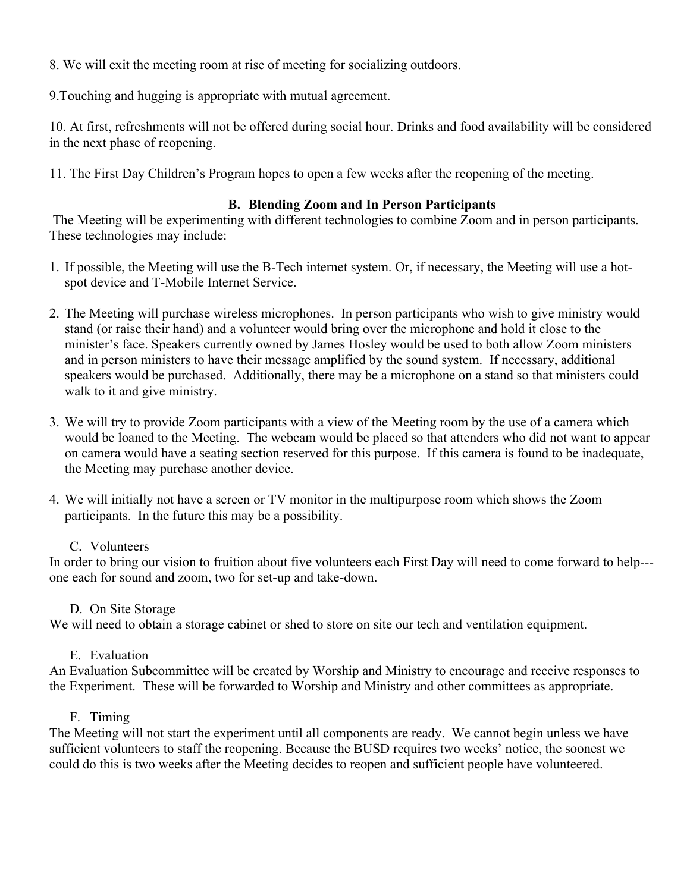8. We will exit the meeting room at rise of meeting for socializing outdoors.

9.Touching and hugging is appropriate with mutual agreement.

10. At first, refreshments will not be offered during social hour. Drinks and food availability will be considered in the next phase of reopening.

11. The First Day Children's Program hopes to open a few weeks after the reopening of the meeting.

### B. Blending Zoom and In Person Participants

The Meeting will be experimenting with different technologies to combine Zoom and in person participants. These technologies may include:

1. If possible, the Meeting will use the B-Tech internet system. Or, if necessary, the Meeting will use a hot-spot device and T-Mobile Internet Service.

2. The Meeting will purchase wireless microphones. In person participants who wish to give ministry would stand (or raise their hand) and a volunteer would bring over the microphone and hold it close to the minister's face. Speakers currently owned by James Hosley would be used to both allow Zoom ministers and in person ministers to have their message amplified by the sound system. If necessary, additional speakers would be purchased. Additionally, there may be a microphone on a stand so that ministers could walk to it and give ministry.

3. We will try to provide Zoom participants with a view of the Meeting room by the use of a camera which would be loaned to the Meeting. The webcam would be placed so that attenders who did not want to appear on camera would have a seating section reserved for this purpose. If this camera is found to be inadequate, the Meeting may purchase another device.

4. We will initially not have a screen or TV monitor in the multipurpose room which shows the Zoom participants. In the future this may be a possibility.

### C. Volunteers

In order to bring our vision to fruition about five volunteers each First Day will need to come forward to help---one each for sound and zoom, two for set-up and take-down.

### D. On Site Storage

We will need to obtain a storage cabinet or shed to store on site our tech and ventilation equipment.

### E. Evaluation

An Evaluation Subcommittee will be created by Worship and Ministry to encourage and receive responses to the Experiment. These will be forwarded to Worship and Ministry and other committees as appropriate.

### F. Timing

The Meeting will not start the experiment until all components are ready. We cannot begin unless we have sufficient volunteers to staff the reopening. Because the BUSD requires two weeks' notice, the soonest we could do this is two weeks after the Meeting decides to reopen and sufficient people have volunteered.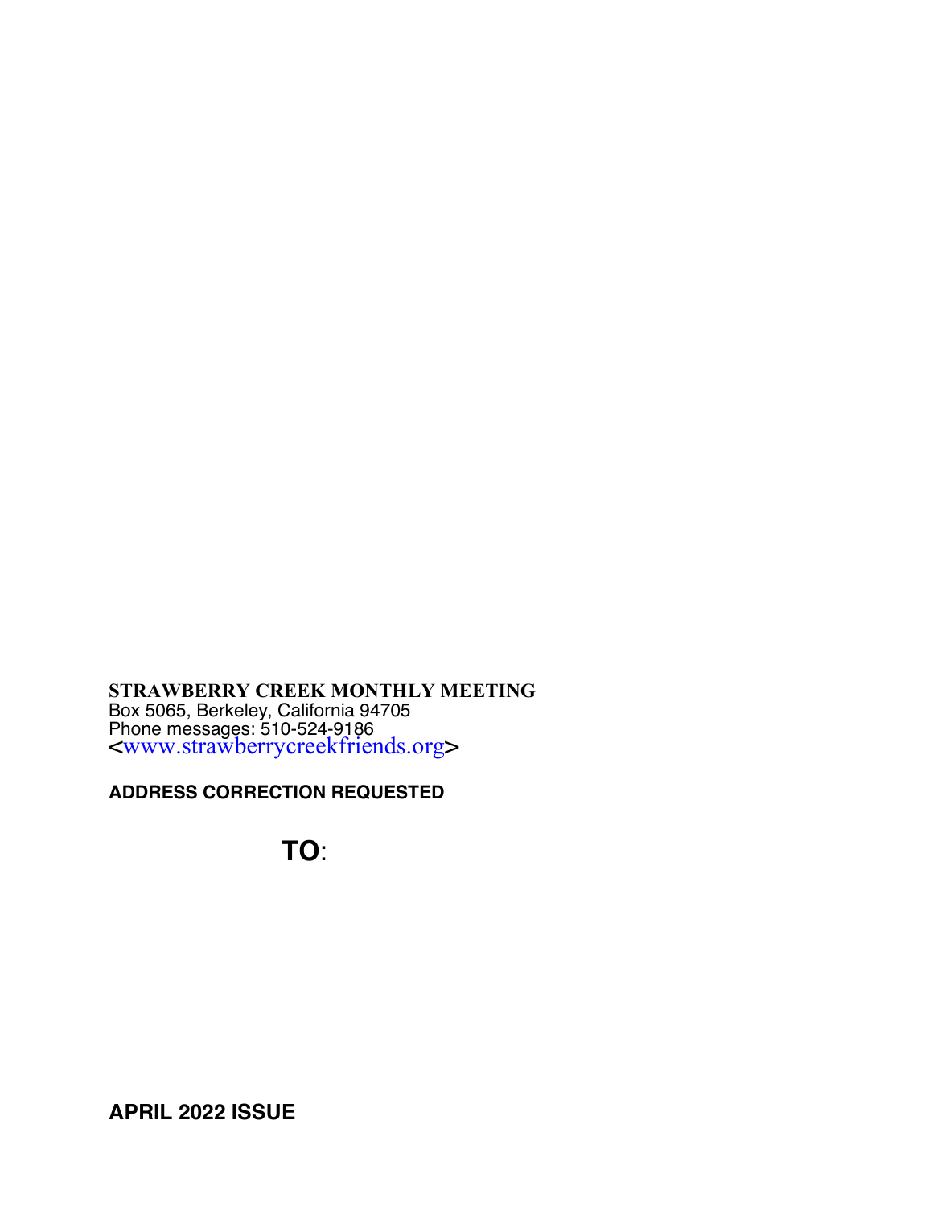**STRAWBERRY CREEK MONTHLY MEETING**
Box 5065, Berkeley, California 94705
Phone messages: 510-524-9186
<www.strawberrycreekfriends.org>

**ADDRESS CORRECTION REQUESTED**

**TO**:

**APRIL 2022 ISSUE**